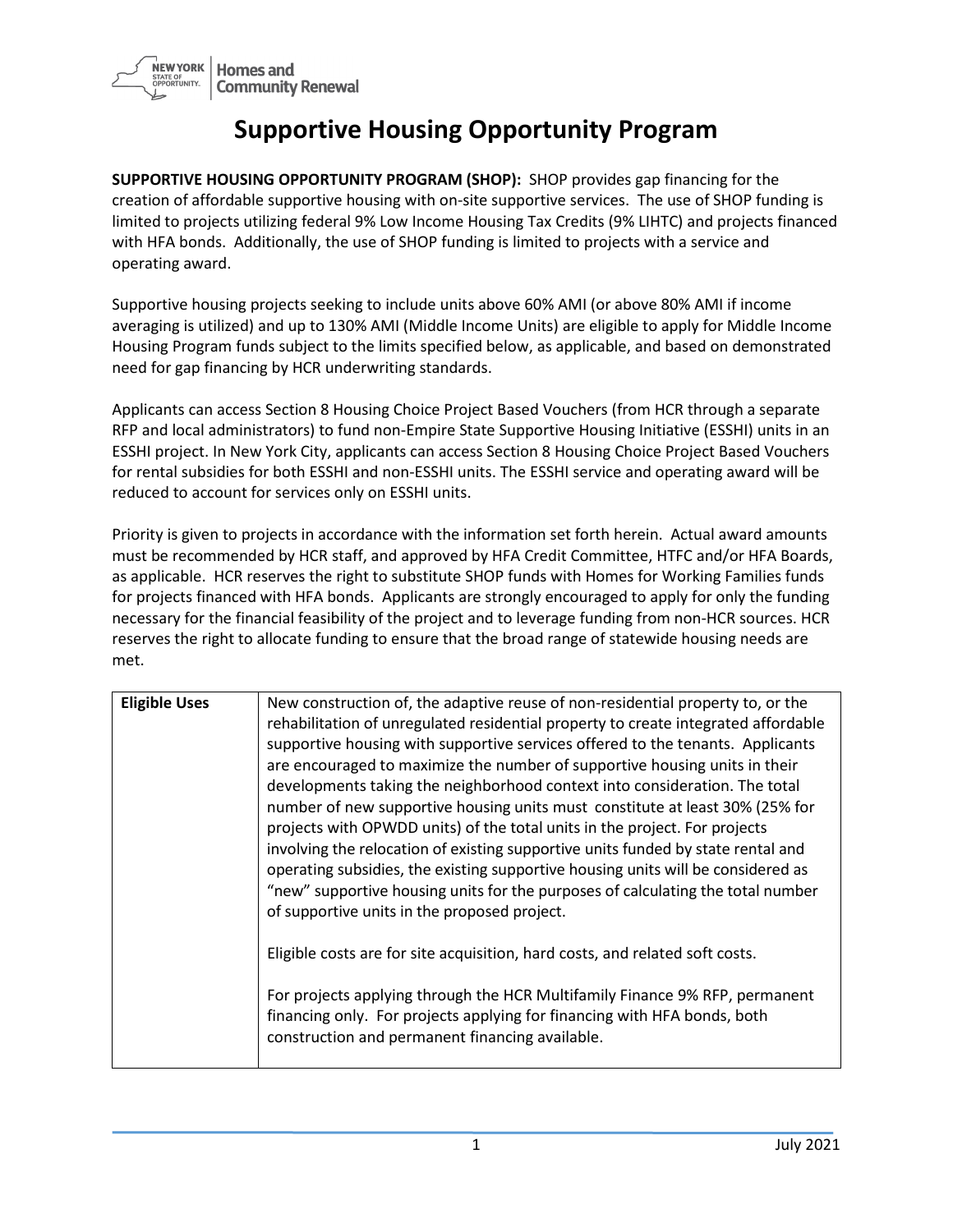# Supportive Housing Opportunity Program

**SUPPORTIVE HOUSING OPPORTUNITY PROGRAM (SHOP):** SHOP provides gap financing for the creation of affordable supportive housing with on-site supportive services. The use of SHOP funding is limited to projects utilizing federal 9% Low Income Housing Tax Credits (9% LIHTC) and projects financed with HFA bonds. Additionally, the use of SHOP funding is limited to projects with a service and operating award.

Supportive housing projects seeking to include units above 60% AMI (or above 80% AMI if income averaging is utilized) and up to 130% AMI (Middle Income Units) are eligible to apply for Middle Income Housing Program funds subject to the limits specified below, as applicable, and based on demonstrated need for gap financing by HCR underwriting standards.

Applicants can access Section 8 Housing Choice Project Based Vouchers (from HCR through a separate RFP and local administrators) to fund non-Empire State Supportive Housing Initiative (ESSHI) units in an ESSHI project. In New York City, applicants can access Section 8 Housing Choice Project Based Vouchers for rental subsidies for both ESSHI and non-ESSHI units. The ESSHI service and operating award will be reduced to account for services only on ESSHI units.

Priority is given to projects in accordance with the information set forth herein. Actual award amounts must be recommended by HCR staff, and approved by HFA Credit Committee, HTFC and/or HFA Boards, as applicable. HCR reserves the right to substitute SHOP funds with Homes for Working Families funds for projects financed with HFA bonds. Applicants are strongly encouraged to apply for only the funding necessary for the financial feasibility of the project and to leverage funding from non-HCR sources. HCR reserves the right to allocate funding to ensure that the broad range of statewide housing needs are met.

| | |
|---|---|
| **Eligible Uses** | New construction of, the adaptive reuse of non-residential property to, or the rehabilitation of unregulated residential property to create integrated affordable supportive housing with supportive services offered to the tenants. Applicants are encouraged to maximize the number of supportive housing units in their developments taking the neighborhood context into consideration. The total number of new supportive housing units must constitute at least 30% (25% for projects with OPWDD units) of the total units in the project. For projects involving the relocation of existing supportive units funded by state rental and operating subsidies, the existing supportive housing units will be considered as "new" supportive housing units for the purposes of calculating the total number of supportive units in the proposed project.<br><br>Eligible costs are for site acquisition, hard costs, and related soft costs.<br><br>For projects applying through the HCR Multifamily Finance 9% RFP, permanent financing only. For projects applying for financing with HFA bonds, both construction and permanent financing available. |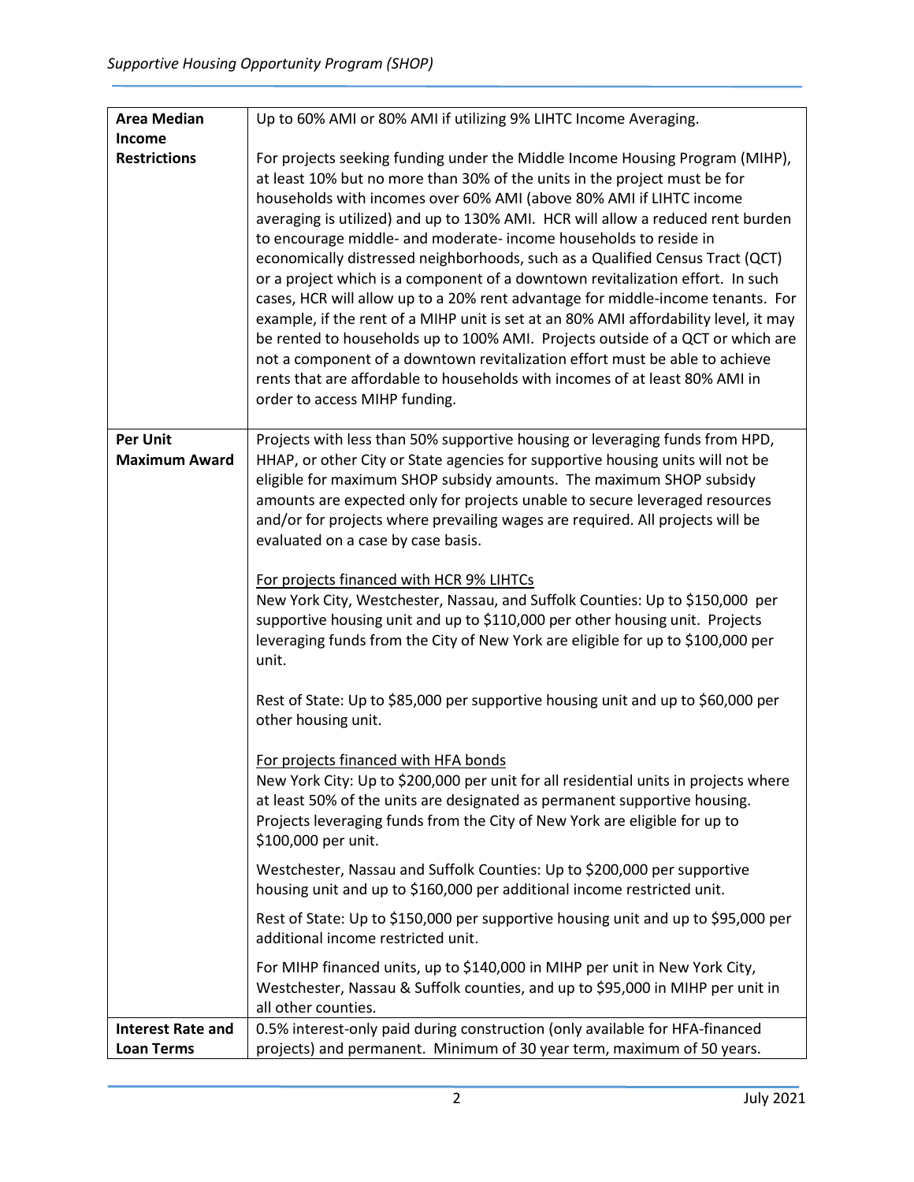| | |
|---|---|
| **Area Median Income Restrictions** | Up to 60% AMI or 80% AMI if utilizing 9% LIHTC Income Averaging.<br><br>For projects seeking funding under the Middle Income Housing Program (MIHP), at least 10% but no more than 30% of the units in the project must be for households with incomes over 60% AMI (above 80% AMI if LIHTC income averaging is utilized) and up to 130% AMI. HCR will allow a reduced rent burden to encourage middle- and moderate- income households to reside in economically distressed neighborhoods, such as a Qualified Census Tract (QCT) or a project which is a component of a downtown revitalization effort. In such cases, HCR will allow up to a 20% rent advantage for middle-income tenants. For example, if the rent of a MIHP unit is set at an 80% AMI affordability level, it may be rented to households up to 100% AMI. Projects outside of a QCT or which are not a component of a downtown revitalization effort must be able to achieve rents that are affordable to households with incomes of at least 80% AMI in order to access MIHP funding. |
| **Per Unit Maximum Award** | Projects with less than 50% supportive housing or leveraging funds from HPD, HHAP, or other City or State agencies for supportive housing units will not be eligible for maximum SHOP subsidy amounts. The maximum SHOP subsidy amounts are expected only for projects unable to secure leveraged resources and/or for projects where prevailing wages are required. All projects will be evaluated on a case by case basis.<br><br><u>For projects financed with HCR 9% LIHTCs</u><br>New York City, Westchester, Nassau, and Suffolk Counties: Up to \$150,000 per supportive housing unit and up to \$110,000 per other housing unit. Projects leveraging funds from the City of New York are eligible for up to \$100,000 per unit.<br><br>Rest of State: Up to \$85,000 per supportive housing unit and up to \$60,000 per other housing unit.<br><br><u>For projects financed with HFA bonds</u><br>New York City: Up to \$200,000 per unit for all residential units in projects where at least 50% of the units are designated as permanent supportive housing. Projects leveraging funds from the City of New York are eligible for up to \$100,000 per unit.<br><br>Westchester, Nassau and Suffolk Counties: Up to \$200,000 per supportive housing unit and up to \$160,000 per additional income restricted unit.<br><br>Rest of State: Up to \$150,000 per supportive housing unit and up to \$95,000 per additional income restricted unit.<br><br>For MIHP financed units, up to \$140,000 in MIHP per unit in New York City, Westchester, Nassau & Suffolk counties, and up to \$95,000 in MIHP per unit in all other counties. |
| **Interest Rate and Loan Terms** | 0.5% interest-only paid during construction (only available for HFA-financed projects) and permanent. Minimum of 30 year term, maximum of 50 years. |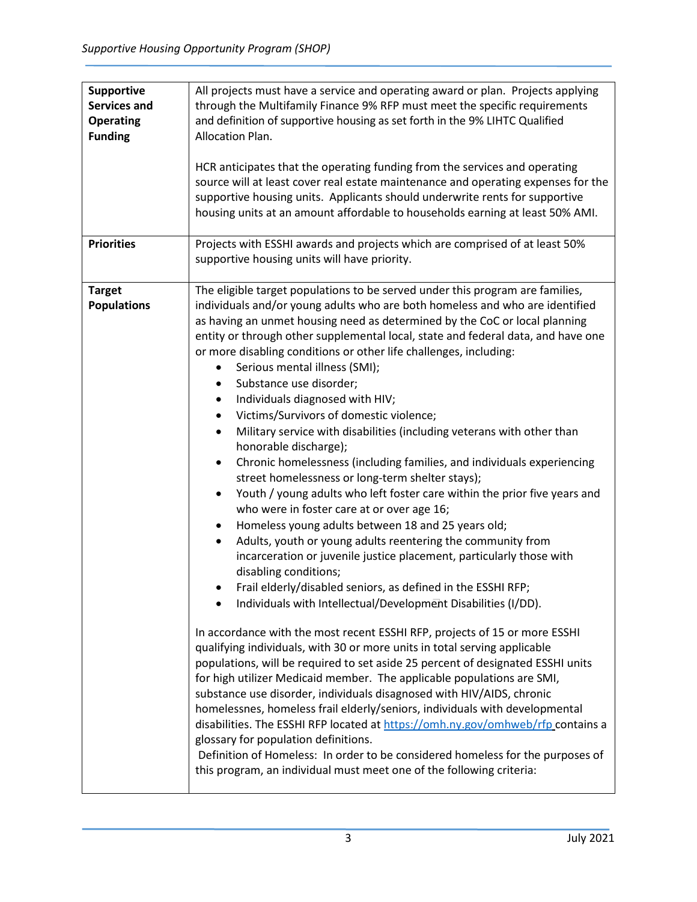| | |
|---|---|
| **Supportive Services and Operating Funding** | All projects must have a service and operating award or plan. Projects applying through the Multifamily Finance 9% RFP must meet the specific requirements and definition of supportive housing as set forth in the 9% LIHTC Qualified Allocation Plan.<br><br>HCR anticipates that the operating funding from the services and operating source will at least cover real estate maintenance and operating expenses for the supportive housing units. Applicants should underwrite rents for supportive housing units at an amount affordable to households earning at least 50% AMI. |
| **Priorities** | Projects with ESSHI awards and projects which are comprised of at least 50% supportive housing units will have priority. |
| **Target Populations** | The eligible target populations to be served under this program are families, individuals and/or young adults who are both homeless and who are identified as having an unmet housing need as determined by the CoC or local planning entity or through other supplemental local, state and federal data, and have one or more disabling conditions or other life challenges, including:<br>• Serious mental illness (SMI);<br>• Substance use disorder;<br>• Individuals diagnosed with HIV;<br>• Victims/Survivors of domestic violence;<br>• Military service with disabilities (including veterans with other than honorable discharge);<br>• Chronic homelessness (including families, and individuals experiencing street homelessness or long-term shelter stays);<br>• Youth / young adults who left foster care within the prior five years and who were in foster care at or over age 16;<br>• Homeless young adults between 18 and 25 years old;<br>• Adults, youth or young adults reentering the community from incarceration or juvenile justice placement, particularly those with disabling conditions;<br>• Frail elderly/disabled seniors, as defined in the ESSHI RFP;<br>• Individuals with Intellectual/Development Disabilities (I/DD).<br><br>In accordance with the most recent ESSHI RFP, projects of 15 or more ESSHI qualifying individuals, with 30 or more units in total serving applicable populations, will be required to set aside 25 percent of designated ESSHI units for high utilizer Medicaid member. The applicable populations are SMI, substance use disorder, individuals disagnosed with HIV/AIDS, chronic homelessnes, homeless frail elderly/seniors, individuals with developmental disabilities. The ESSHI RFP located at https://omh.ny.gov/omhweb/rfp contains a glossary for population definitions.<br>Definition of Homeless: In order to be considered homeless for the purposes of this program, an individual must meet one of the following criteria: |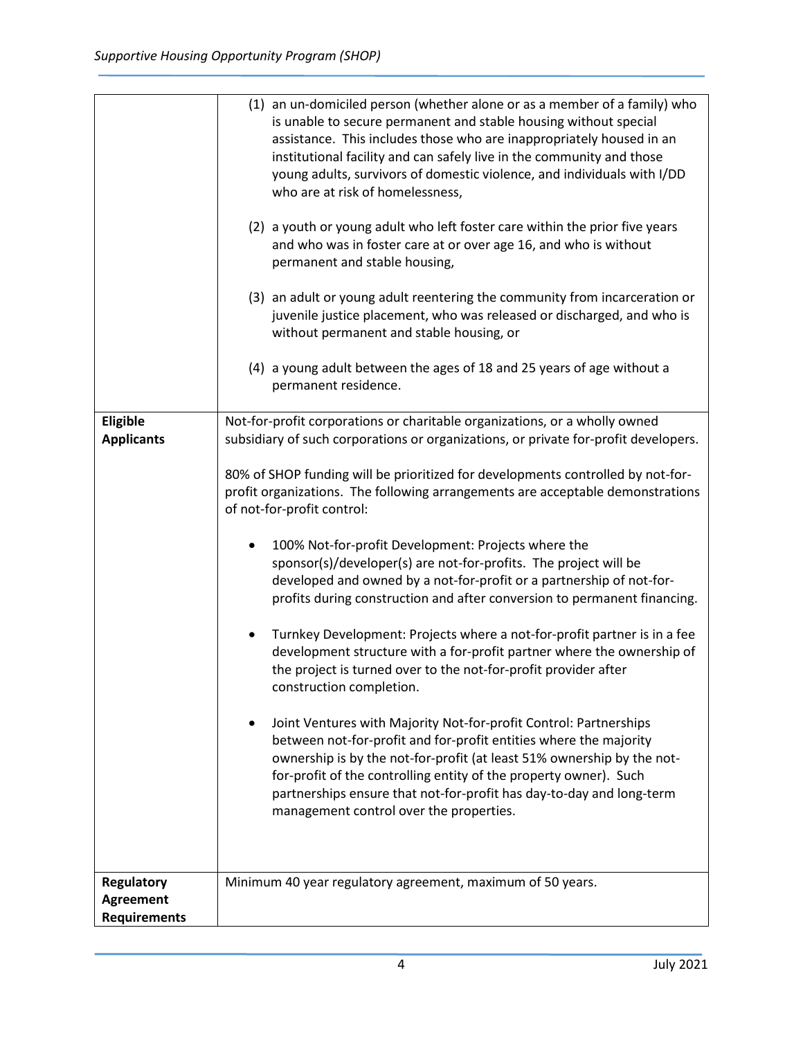| | |
|---|---|
| | (1) an un-domiciled person (whether alone or as a member of a family) who is unable to secure permanent and stable housing without special assistance. This includes those who are inappropriately housed in an institutional facility and can safely live in the community and those young adults, survivors of domestic violence, and individuals with I/DD who are at risk of homelessness,<br><br>(2) a youth or young adult who left foster care within the prior five years and who was in foster care at or over age 16, and who is without permanent and stable housing,<br><br>(3) an adult or young adult reentering the community from incarceration or juvenile justice placement, who was released or discharged, and who is without permanent and stable housing, or<br><br>(4) a young adult between the ages of 18 and 25 years of age without a permanent residence. |
| **Eligible Applicants** | Not-for-profit corporations or charitable organizations, or a wholly owned subsidiary of such corporations or organizations, or private for-profit developers.<br><br>80% of SHOP funding will be prioritized for developments controlled by not-for-profit organizations. The following arrangements are acceptable demonstrations of not-for-profit control:<br><br>• 100% Not-for-profit Development: Projects where the sponsor(s)/developer(s) are not-for-profits. The project will be developed and owned by a not-for-profit or a partnership of not-for-profits during construction and after conversion to permanent financing.<br><br>• Turnkey Development: Projects where a not-for-profit partner is in a fee development structure with a for-profit partner where the ownership of the project is turned over to the not-for-profit provider after construction completion.<br><br>• Joint Ventures with Majority Not-for-profit Control: Partnerships between not-for-profit and for-profit entities where the majority ownership is by the not-for-profit (at least 51% ownership by the not-for-profit of the controlling entity of the property owner). Such partnerships ensure that not-for-profit has day-to-day and long-term management control over the properties. |
| **Regulatory Agreement Requirements** | Minimum 40 year regulatory agreement, maximum of 50 years. |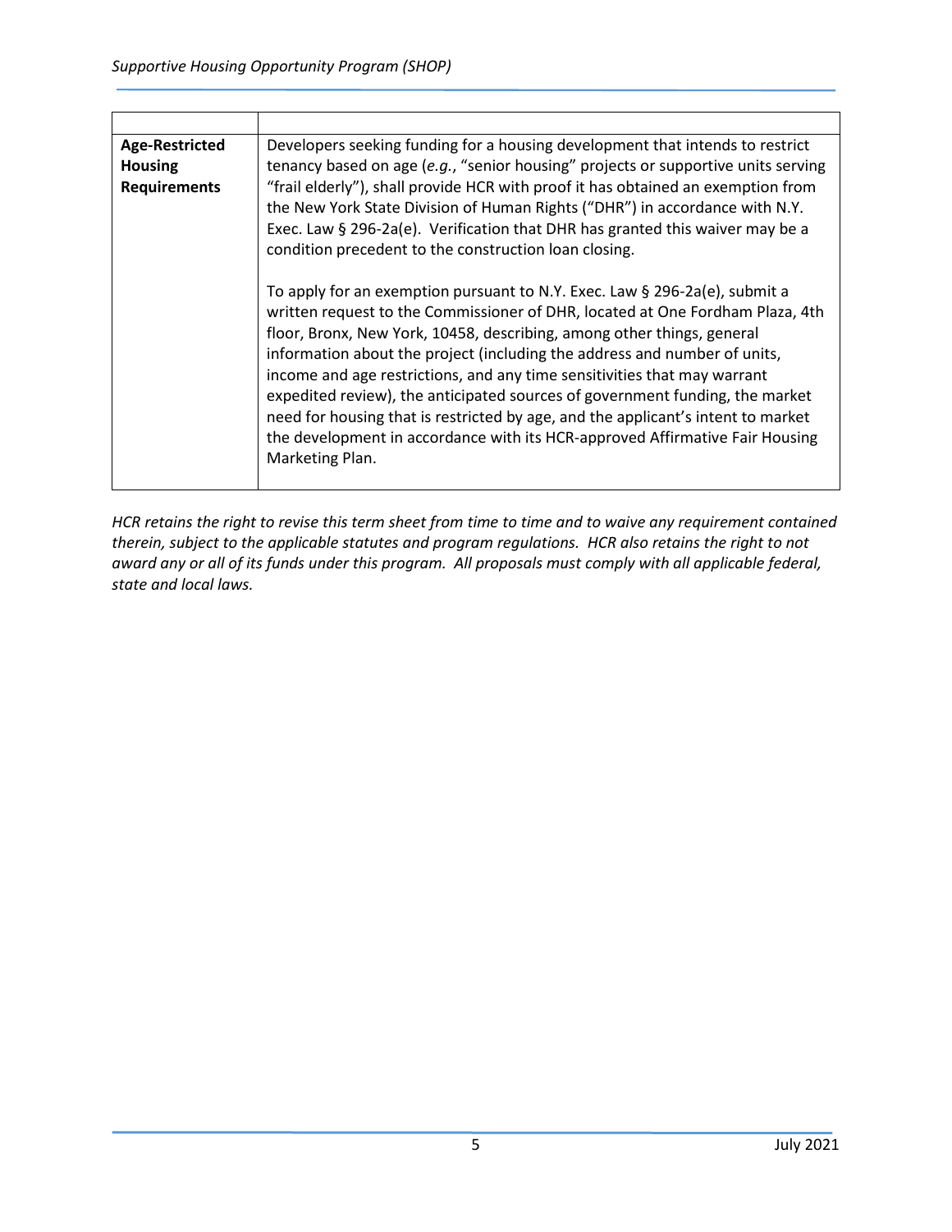| | |
|---|---|
| **Age-Restricted Housing Requirements** | Developers seeking funding for a housing development that intends to restrict tenancy based on age (*e.g.*, "senior housing" projects or supportive units serving "frail elderly"), shall provide HCR with proof it has obtained an exemption from the New York State Division of Human Rights ("DHR") in accordance with N.Y. Exec. Law § 296-2a(e). Verification that DHR has granted this waiver may be a condition precedent to the construction loan closing.<br><br>To apply for an exemption pursuant to N.Y. Exec. Law § 296-2a(e), submit a written request to the Commissioner of DHR, located at One Fordham Plaza, 4th floor, Bronx, New York, 10458, describing, among other things, general information about the project (including the address and number of units, income and age restrictions, and any time sensitivities that may warrant expedited review), the anticipated sources of government funding, the market need for housing that is restricted by age, and the applicant's intent to market the development in accordance with its HCR-approved Affirmative Fair Housing Marketing Plan. |

*HCR retains the right to revise this term sheet from time to time and to waive any requirement contained therein, subject to the applicable statutes and program regulations. HCR also retains the right to not award any or all of its funds under this program. All proposals must comply with all applicable federal, state and local laws.*